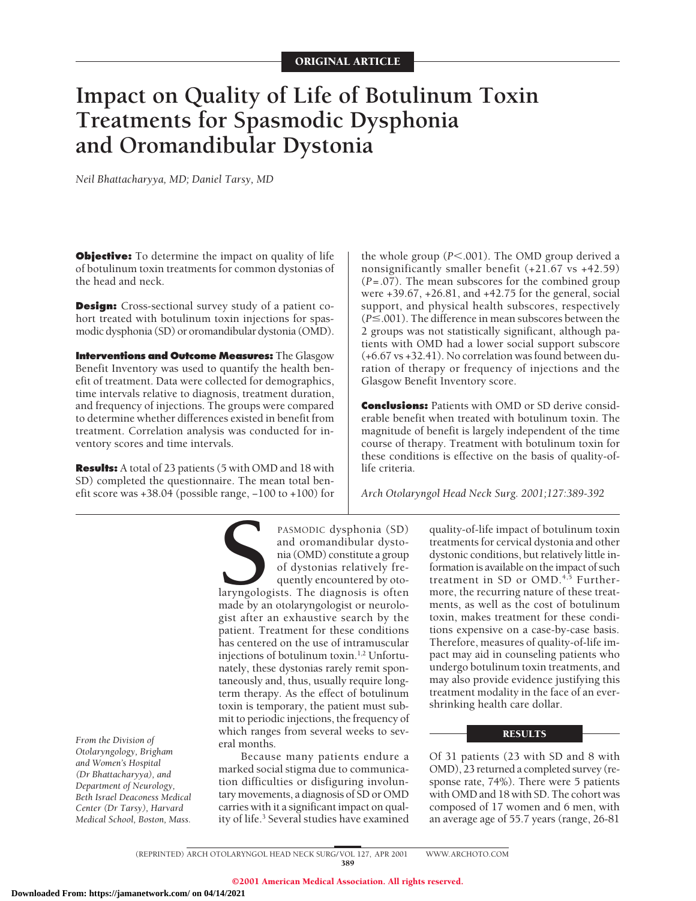ORIGINAL ARTICLE

# Impact on Quality of Life of Botulinum Toxin Treatments for Spasmodic Dysphonia and Oromandibular Dystonia

*Neil Bhattacharyya, MD; Daniel Tarsy, MD*

**Objective:** To determine the impact on quality of life of botulinum toxin treatments for common dystonias of the head and neck.

**Design:** Cross-sectional survey study of a patient cohort treated with botulinum toxin injections for spasmodic dysphonia (SD) or oromandibular dystonia (OMD).

**Interventions and Outcome Measures:** The Glasgow Benefit Inventory was used to quantify the health benefit of treatment. Data were collected for demographics, time intervals relative to diagnosis, treatment duration, and frequency of injections. The groups were compared to determine whether differences existed in benefit from treatment. Correlation analysis was conducted for inventory scores and time intervals.

**Results:** A total of 23 patients (5 with OMD and 18 with SD) completed the questionnaire. The mean total benefit score was +38.04 (possible range, −100 to +100) for the whole group ($P<.001$). The OMD group derived a nonsignificantly smaller benefit (+21.67 vs +42.59) ($P=.07$). The mean subscores for the combined group were +39.67, +26.81, and +42.75 for the general, social support, and physical health subscores, respectively ($P\leq.001$). The difference in mean subscores between the 2 groups was not statistically significant, although patients with OMD had a lower social support subscore (+6.67 vs +32.41). No correlation was found between duration of therapy or frequency of injections and the Glasgow Benefit Inventory score.

**Conclusions:** Patients with OMD or SD derive considerable benefit when treated with botulinum toxin. The magnitude of benefit is largely independent of the time course of therapy. Treatment with botulinum toxin for these conditions is effective on the basis of quality-of-life criteria.

*Arch Otolaryngol Head Neck Surg. 2001;127:389-392*

*From the Division of Otolaryngology, Brigham and Women's Hospital (Dr Bhattacharyya), and Department of Neurology, Beth Israel Deaconess Medical Center (Dr Tarsy), Harvard Medical School, Boston, Mass.*

SPASMODIC dysphonia (SD) and oromandibular dystonia (OMD) constitute a group of dystonias relatively frequently encountered by otolaryngologists. The diagnosis is often made by an otolaryngologist or neurologist after an exhaustive search by the patient. Treatment for these conditions has centered on the use of intramuscular injections of botulinum toxin.[1,2] Unfortunately, these dystonias rarely remit spontaneously and, thus, usually require long-term therapy. As the effect of botulinum toxin is temporary, the patient must submit to periodic injections, the frequency of which ranges from several weeks to several months.

Because many patients endure a marked social stigma due to communication difficulties or disfiguring involuntary movements, a diagnosis of SD or OMD carries with it a significant impact on quality of life.[3] Several studies have examined quality-of-life impact of botulinum toxin treatments for cervical dystonia and other dystonic conditions, but relatively little information is available on the impact of such treatment in SD or OMD.[4,5] Furthermore, the recurring nature of these treatments, as well as the cost of botulinum toxin, makes treatment for these conditions expensive on a case-by-case basis. Therefore, measures of quality-of-life impact may aid in counseling patients who undergo botulinum toxin treatments, and may also provide evidence justifying this treatment modality in the face of an ever-shrinking health care dollar.

## RESULTS

Of 31 patients (23 with SD and 8 with OMD), 23 returned a completed survey (response rate, 74%). There were 5 patients with OMD and 18 with SD. The cohort was composed of 17 women and 6 men, with an average age of 55.7 years (range, 26-81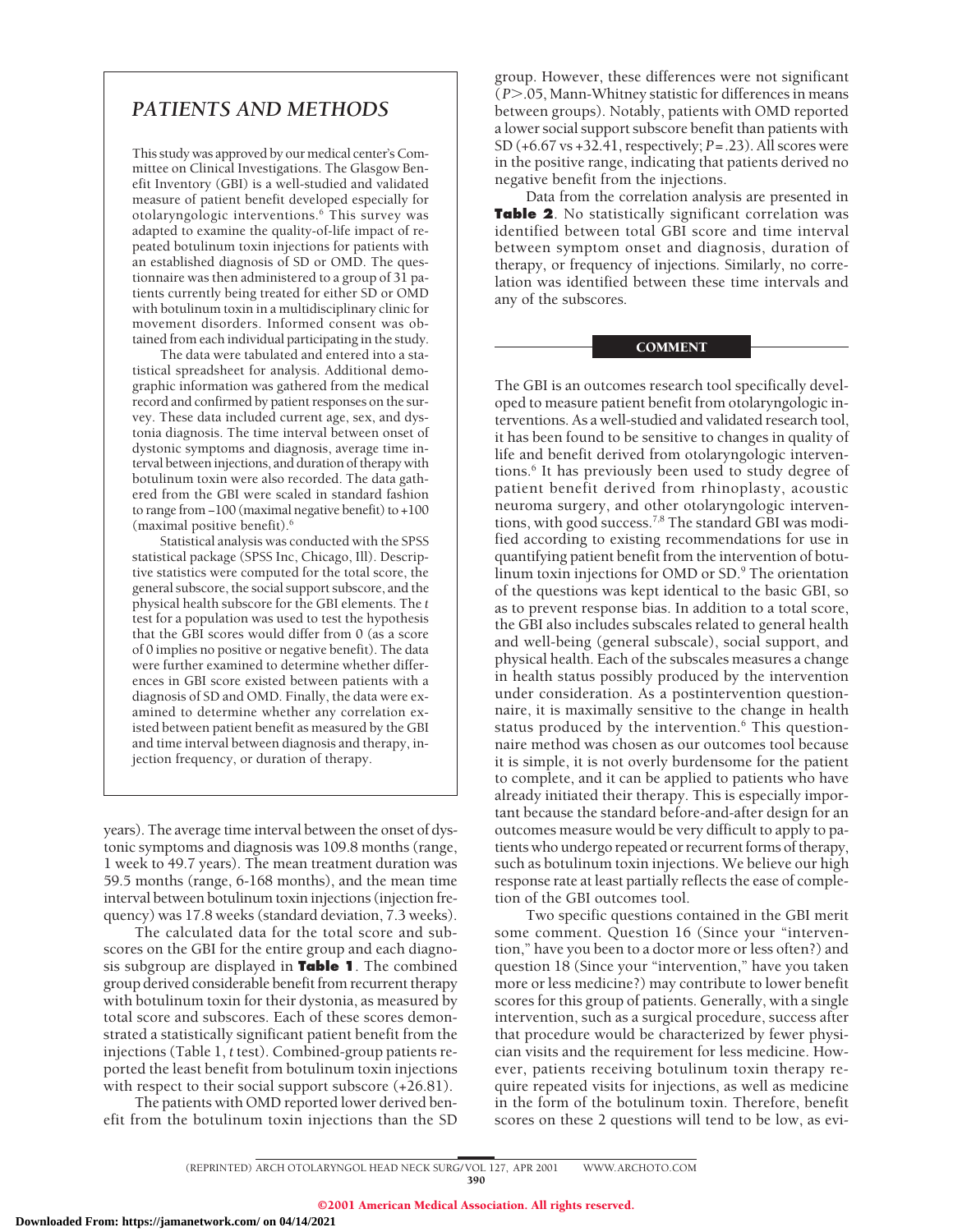## PATIENTS AND METHODS

This study was approved by our medical center's Committee on Clinical Investigations. The Glasgow Benefit Inventory (GBI) is a well-studied and validated measure of patient benefit developed especially for otolaryngologic interventions.[6] This survey was adapted to examine the quality-of-life impact of repeated botulinum toxin injections for patients with an established diagnosis of SD or OMD. The questionnaire was then administered to a group of 31 patients currently being treated for either SD or OMD with botulinum toxin in a multidisciplinary clinic for movement disorders. Informed consent was obtained from each individual participating in the study.

The data were tabulated and entered into a statistical spreadsheet for analysis. Additional demographic information was gathered from the medical record and confirmed by patient responses on the survey. These data included current age, sex, and dystonia diagnosis. The time interval between onset of dystonic symptoms and diagnosis, average time interval between injections, and duration of therapy with botulinum toxin were also recorded. The data gathered from the GBI were scaled in standard fashion to range from −100 (maximal negative benefit) to +100 (maximal positive benefit).[6]

Statistical analysis was conducted with the SPSS statistical package (SPSS Inc, Chicago, Ill). Descriptive statistics were computed for the total score, the general subscore, the social support subscore, and the physical health subscore for the GBI elements. The *t* test for a population was used to test the hypothesis that the GBI scores would differ from 0 (as a score of 0 implies no positive or negative benefit). The data were further examined to determine whether differences in GBI score existed between patients with a diagnosis of SD and OMD. Finally, the data were examined to determine whether any correlation existed between patient benefit as measured by the GBI and time interval between diagnosis and therapy, injection frequency, or duration of therapy.

years). The average time interval between the onset of dystonic symptoms and diagnosis was 109.8 months (range, 1 week to 49.7 years). The mean treatment duration was 59.5 months (range, 6-168 months), and the mean time interval between botulinum toxin injections (injection frequency) was 17.8 weeks (standard deviation, 7.3 weeks).

The calculated data for the total score and subscores on the GBI for the entire group and each diagnosis subgroup are displayed in **Table 1**. The combined group derived considerable benefit from recurrent therapy with botulinum toxin for their dystonia, as measured by total score and subscores. Each of these scores demonstrated a statistically significant patient benefit from the injections (Table 1, *t* test). Combined-group patients reported the least benefit from botulinum toxin injections with respect to their social support subscore (+26.81).

The patients with OMD reported lower derived benefit from the botulinum toxin injections than the SD group. However, these differences were not significant ($P>.05$, Mann-Whitney statistic for differences in means between groups). Notably, patients with OMD reported a lower social support subscore benefit than patients with SD (+6.67 vs +32.41, respectively; $P=.23$). All scores were in the positive range, indicating that patients derived no negative benefit from the injections.

Data from the correlation analysis are presented in **Table 2**. No statistically significant correlation was identified between total GBI score and time interval between symptom onset and diagnosis, duration of therapy, or frequency of injections. Similarly, no correlation was identified between these time intervals and any of the subscores.

## COMMENT

The GBI is an outcomes research tool specifically developed to measure patient benefit from otolaryngologic interventions. As a well-studied and validated research tool, it has been found to be sensitive to changes in quality of life and benefit derived from otolaryngologic interventions.[6] It has previously been used to study degree of patient benefit derived from rhinoplasty, acoustic neuroma surgery, and other otolaryngologic interventions, with good success.[7,8] The standard GBI was modified according to existing recommendations for use in quantifying patient benefit from the intervention of botulinum toxin injections for OMD or SD.[9] The orientation of the questions was kept identical to the basic GBI, so as to prevent response bias. In addition to a total score, the GBI also includes subscales related to general health and well-being (general subscale), social support, and physical health. Each of the subscales measures a change in health status possibly produced by the intervention under consideration. As a postintervention questionnaire, it is maximally sensitive to the change in health status produced by the intervention.[6] This questionnaire method was chosen as our outcomes tool because it is simple, it is not overly burdensome for the patient to complete, and it can be applied to patients who have already initiated their therapy. This is especially important because the standard before-and-after design for an outcomes measure would be very difficult to apply to patients who undergo repeated or recurrent forms of therapy, such as botulinum toxin injections. We believe our high response rate at least partially reflects the ease of completion of the GBI outcomes tool.

Two specific questions contained in the GBI merit some comment. Question 16 (Since your "intervention," have you been to a doctor more or less often?) and question 18 (Since your "intervention," have you taken more or less medicine?) may contribute to lower benefit scores for this group of patients. Generally, with a single intervention, such as a surgical procedure, success after that procedure would be characterized by fewer physician visits and the requirement for less medicine. However, patients receiving botulinum toxin therapy require repeated visits for injections, as well as medicine in the form of the botulinum toxin. Therefore, benefit scores on these 2 questions will tend to be low, as evi-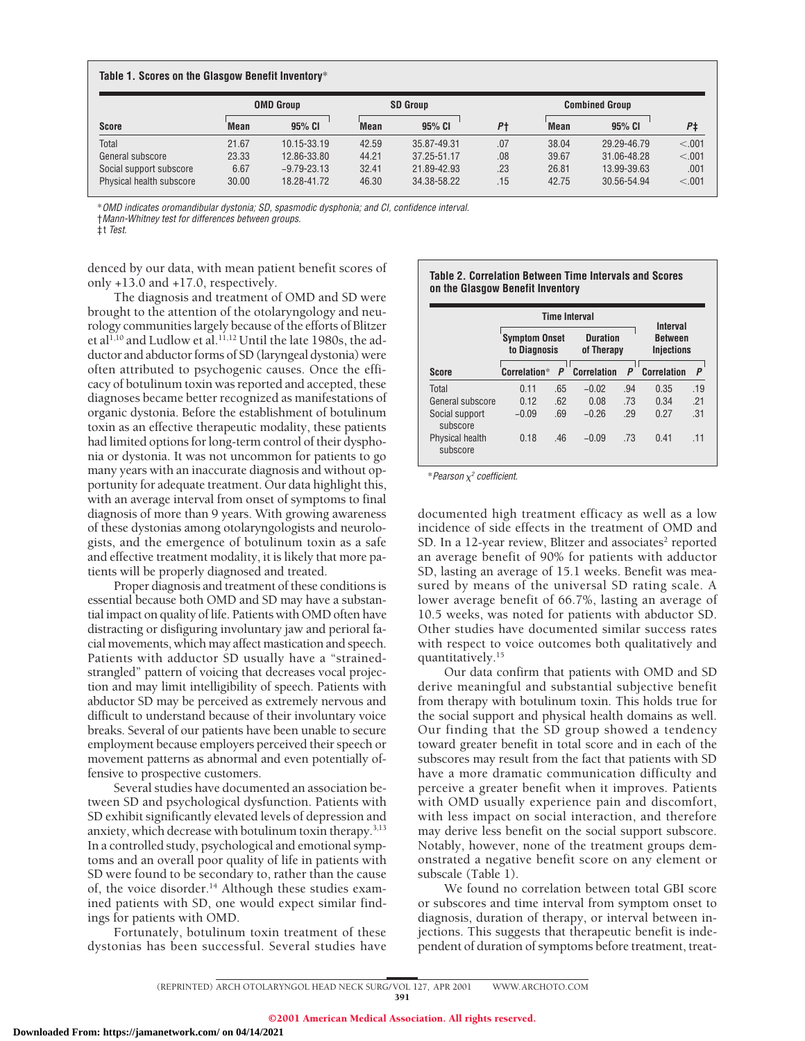**Table 1. Scores on the Glasgow Benefit Inventory***

| Score | OMD Group | | SD Group | | | Combined Group | | |
|---|---|---|---|---|---|---|---|---|
| | Mean | 95% CI | Mean | 95% CI | P† | Mean | 95% CI | P‡ |
| Total | 21.67 | 10.15-33.19 | 42.59 | 35.87-49.31 | .07 | 38.04 | 29.29-46.79 | <.001 |
| General subscore | 23.33 | 12.86-33.80 | 44.21 | 37.25-51.17 | .08 | 39.67 | 31.06-48.28 | <.001 |
| Social support subscore | 6.67 | −9.79-23.13 | 32.41 | 21.89-42.93 | .23 | 26.81 | 13.99-39.63 | .001 |
| Physical health subscore | 30.00 | 18.28-41.72 | 46.30 | 34.38-58.22 | .15 | 42.75 | 30.56-54.94 | <.001 |

*OMD indicates oromandibular dystonia; SD, spasmodic dysphonia; and CI, confidence interval.
†Mann-Whitney test for differences between groups.
‡t Test.

denced by our data, with mean patient benefit scores of only +13.0 and +17.0, respectively.

The diagnosis and treatment of OMD and SD were brought to the attention of the otolaryngology and neurology communities largely because of the efforts of Blitzer et al[1,10] and Ludlow et al.[11,12] Until the late 1980s, the adductor and abductor forms of SD (laryngeal dystonia) were often attributed to psychogenic causes. Once the efficacy of botulinum toxin was reported and accepted, these diagnoses became better recognized as manifestations of organic dystonia. Before the establishment of botulinum toxin as an effective therapeutic modality, these patients had limited options for long-term control of their dysphonia or dystonia. It was not uncommon for patients to go many years with an inaccurate diagnosis and without opportunity for adequate treatment. Our data highlight this, with an average interval from onset of symptoms to final diagnosis of more than 9 years. With growing awareness of these dystonias among otolaryngologists and neurologists, and the emergence of botulinum toxin as a safe and effective treatment modality, it is likely that more patients will be properly diagnosed and treated.

Proper diagnosis and treatment of these conditions is essential because both OMD and SD may have a substantial impact on quality of life. Patients with OMD often have distracting or disfiguring involuntary jaw and perioral facial movements, which may affect mastication and speech. Patients with adductor SD usually have a "strained-strangled" pattern of voicing that decreases vocal projection and may limit intelligibility of speech. Patients with abductor SD may be perceived as extremely nervous and difficult to understand because of their involuntary voice breaks. Several of our patients have been unable to secure employment because employers perceived their speech or movement patterns as abnormal and even potentially offensive to prospective customers.

Several studies have documented an association between SD and psychological dysfunction. Patients with SD exhibit significantly elevated levels of depression and anxiety, which decrease with botulinum toxin therapy.[3,13] In a controlled study, psychological and emotional symptoms and an overall poor quality of life in patients with SD were found to be secondary to, rather than the cause of, the voice disorder.[14] Although these studies examined patients with SD, one would expect similar findings for patients with OMD.

Fortunately, botulinum toxin treatment of these dystonias has been successful. Several studies have documented high treatment efficacy as well as a low incidence of side effects in the treatment of OMD and SD. In a 12-year review, Blitzer and associates[2] reported an average benefit of 90% for patients with adductor SD, lasting an average of 15.1 weeks. Benefit was measured by means of the universal SD rating scale. A lower average benefit of 66.7%, lasting an average of 10.5 weeks, was noted for patients with abductor SD. Other studies have documented similar success rates with respect to voice outcomes both qualitatively and quantitatively.[15]

**Table 2. Correlation Between Time Intervals and Scores on the Glasgow Benefit Inventory**

| Score | Symptom Onset to Diagnosis | | Duration of Therapy | | Interval Between Injections | |
|---|---|---|---|---|---|---|
| | Correlation* | P | Correlation | P | Correlation | P |
| Total | 0.11 | .65 | −0.02 | .94 | 0.35 | .19 |
| General subscore | 0.12 | .62 | 0.08 | .73 | 0.34 | .21 |
| Social support subscore | −0.09 | .69 | −0.26 | .29 | 0.27 | .31 |
| Physical health subscore | 0.18 | .46 | −0.09 | .73 | 0.41 | .11 |

*Pearson $\chi^2$ coefficient.

Our data confirm that patients with OMD and SD derive meaningful and substantial subjective benefit from therapy with botulinum toxin. This holds true for the social support and physical health domains as well. Our finding that the SD group showed a tendency toward greater benefit in total score and in each of the subscores may result from the fact that patients with SD have a more dramatic communication difficulty and perceive a greater benefit when it improves. Patients with OMD usually experience pain and discomfort, with less impact on social interaction, and therefore may derive less benefit on the social support subscore. Notably, however, none of the treatment groups demonstrated a negative benefit score on any element or subscale (Table 1).

We found no correlation between total GBI score or subscores and time interval from symptom onset to diagnosis, duration of therapy, or interval between injections. This suggests that therapeutic benefit is independent of duration of symptoms before treatment, treat-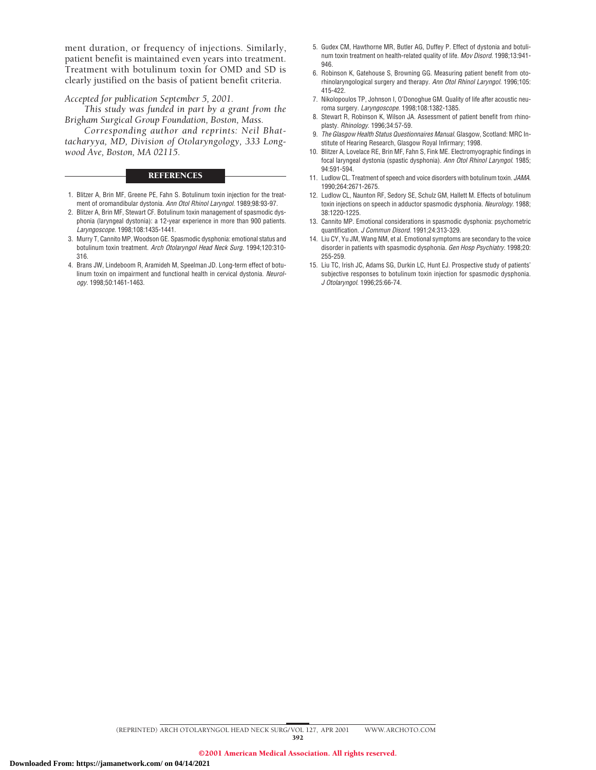ment duration, or frequency of injections. Similarly, patient benefit is maintained even years into treatment. Treatment with botulinum toxin for OMD and SD is clearly justified on the basis of patient benefit criteria.

*Accepted for publication September 5, 2001.*

*This study was funded in part by a grant from the Brigham Surgical Group Foundation, Boston, Mass.*

*Corresponding author and reprints: Neil Bhattacharyya, MD, Division of Otolaryngology, 333 Longwood Ave, Boston, MA 02115.*

## REFERENCES

1. Blitzer A, Brin MF, Greene PE, Fahn S. Botulinum toxin injection for the treatment of oromandibular dystonia. *Ann Otol Rhinol Laryngol.* 1989;98:93-97.
2. Blitzer A, Brin MF, Stewart CF. Botulinum toxin management of spasmodic dysphonia (laryngeal dystonia): a 12-year experience in more than 900 patients. *Laryngoscope.* 1998;108:1435-1441.
3. Murry T, Cannito MP, Woodson GE. Spasmodic dysphonia: emotional status and botulinum toxin treatment. *Arch Otolaryngol Head Neck Surg.* 1994;120:310-316.
4. Brans JW, Lindeboom R, Aramideh M, Speelman JD. Long-term effect of botulinum toxin on impairment and functional health in cervical dystonia. *Neurology.* 1998;50:1461-1463.
5. Gudex CM, Hawthorne MR, Butler AG, Duffey P. Effect of dystonia and botulinum toxin treatment on health-related quality of life. *Mov Disord.* 1998;13:941-946.
6. Robinson K, Gatehouse S, Browning GG. Measuring patient benefit from otorhinolaryngological surgery and therapy. *Ann Otol Rhinol Laryngol.* 1996;105:415-422.
7. Nikolopoulos TP, Johnson I, O'Donoghue GM. Quality of life after acoustic neuroma surgery. *Laryngoscope.* 1998;108:1382-1385.
8. Stewart R, Robinson K, Wilson JA. Assessment of patient benefit from rhinoplasty. *Rhinology.* 1996;34:57-59.
9. *The Glasgow Health Status Questionnaires Manual.* Glasgow, Scotland: MRC Institute of Hearing Research, Glasgow Royal Infirmary; 1998.
10. Blitzer A, Lovelace RE, Brin MF, Fahn S, Fink ME. Electromyographic findings in focal laryngeal dystonia (spastic dysphonia). *Ann Otol Rhinol Laryngol.* 1985;94:591-594.
11. Ludlow CL. Treatment of speech and voice disorders with botulinum toxin. *JAMA.* 1990;264:2671-2675.
12. Ludlow CL, Naunton RF, Sedory SE, Schulz GM, Hallett M. Effects of botulinum toxin injections on speech in adductor spasmodic dysphonia. *Neurology.* 1988;38:1220-1225.
13. Cannito MP. Emotional considerations in spasmodic dysphonia: psychometric quantification. *J Commun Disord.* 1991;24:313-329.
14. Liu CY, Yu JM, Wang NM, et al. Emotional symptoms are secondary to the voice disorder in patients with spasmodic dysphonia. *Gen Hosp Psychiatry.* 1998;20:255-259.
15. Liu TC, Irish JC, Adams SG, Durkin LC, Hunt EJ. Prospective study of patients' subjective responses to botulinum toxin injection for spasmodic dysphonia. *J Otolaryngol.* 1996;25:66-74.